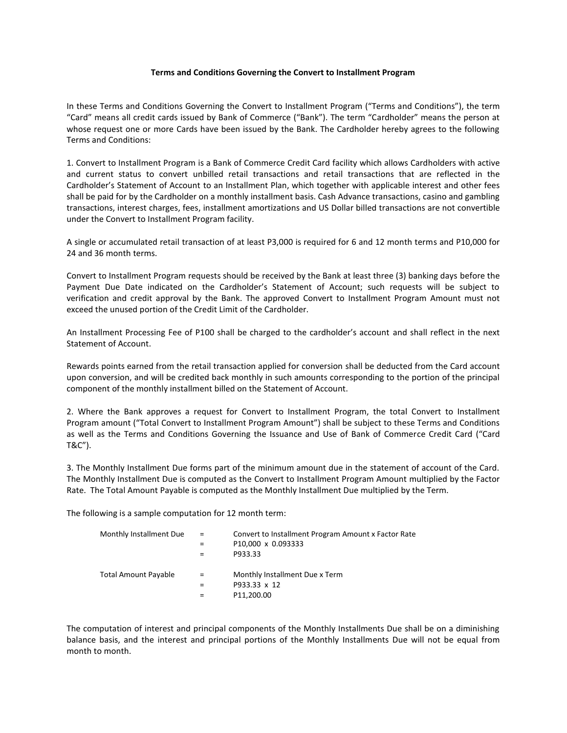**Terms and Conditions Governing the Convert to Installment Program**

In these Terms and Conditions Governing the Convert to Installment Program ("Terms and Conditions"), the term "Card" means all credit cards issued by Bank of Commerce ("Bank"). The term "Cardholder" means the person at whose request one or more Cards have been issued by the Bank. The Cardholder hereby agrees to the following Terms and Conditions:

1. Convert to Installment Program is a Bank of Commerce Credit Card facility which allows Cardholders with active and current status to convert unbilled retail transactions and retail transactions that are reflected in the Cardholder's Statement of Account to an Installment Plan, which together with applicable interest and other fees shall be paid for by the Cardholder on a monthly installment basis. Cash Advance transactions, casino and gambling transactions, interest charges, fees, installment amortizations and US Dollar billed transactions are not convertible under the Convert to Installment Program facility.

A single or accumulated retail transaction of at least P3,000 is required for 6 and 12 month terms and P10,000 for 24 and 36 month terms.

Convert to Installment Program requests should be received by the Bank at least three (3) banking days before the Payment Due Date indicated on the Cardholder's Statement of Account; such requests will be subject to verification and credit approval by the Bank. The approved Convert to Installment Program Amount must not exceed the unused portion of the Credit Limit of the Cardholder.

An Installment Processing Fee of P100 shall be charged to the cardholder's account and shall reflect in the next Statement of Account.

Rewards points earned from the retail transaction applied for conversion shall be deducted from the Card account upon conversion, and will be credited back monthly in such amounts corresponding to the portion of the principal component of the monthly installment billed on the Statement of Account.

2. Where the Bank approves a request for Convert to Installment Program, the total Convert to Installment Program amount ("Total Convert to Installment Program Amount") shall be subject to these Terms and Conditions as well as the Terms and Conditions Governing the Issuance and Use of Bank of Commerce Credit Card ("Card T&C").

3. The Monthly Installment Due forms part of the minimum amount due in the statement of account of the Card. The Monthly Installment Due is computed as the Convert to Installment Program Amount multiplied by the Factor Rate. The Total Amount Payable is computed as the Monthly Installment Due multiplied by the Term.

The following is a sample computation for 12 month term:

| | | |
|---|---|---|
| Monthly Installment Due | = | Convert to Installment Program Amount x Factor Rate |
| | = | P10,000 x 0.093333 |
| | = | P933.33 |
| | | |
| Total Amount Payable | = | Monthly Installment Due x Term |
| | = | P933.33 x 12 |
| | = | P11,200.00 |

The computation of interest and principal components of the Monthly Installments Due shall be on a diminishing balance basis, and the interest and principal portions of the Monthly Installments Due will not be equal from month to month.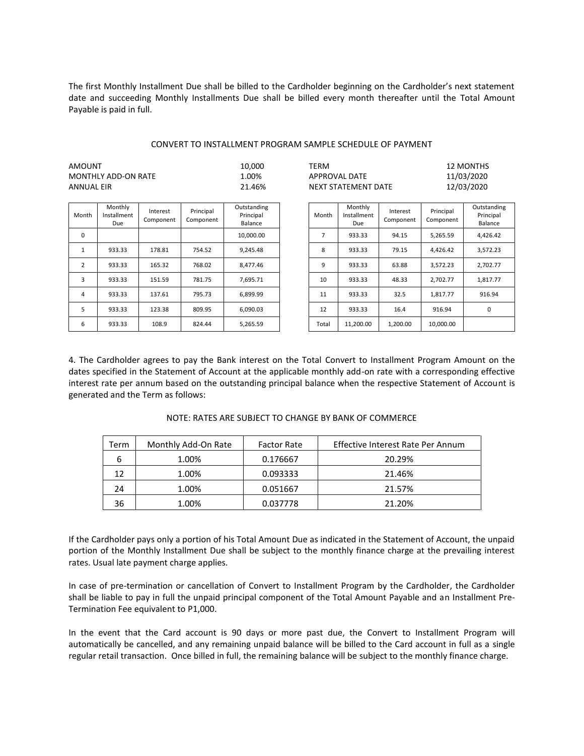The first Monthly Installment Due shall be billed to the Cardholder beginning on the Cardholder's next statement date and succeeding Monthly Installments Due shall be billed every month thereafter until the Total Amount Payable is paid in full.

CONVERT TO INSTALLMENT PROGRAM SAMPLE SCHEDULE OF PAYMENT

| | | | |
|---|---|---|---|
| AMOUNT | 10,000 | TERM | 12 MONTHS |
| MONTHLY ADD-ON RATE | 1.00% | APPROVAL DATE | 11/03/2020 |
| ANNUAL EIR | 21.46% | NEXT STATEMENT DATE | 12/03/2020 |

| Month | Monthly Installment Due | Interest Component | Principal Component | Outstanding Principal Balance |
|---|---|---|---|---|
| 0 | | | | 10,000.00 |
| 1 | 933.33 | 178.81 | 754.52 | 9,245.48 |
| 2 | 933.33 | 165.32 | 768.02 | 8,477.46 |
| 3 | 933.33 | 151.59 | 781.75 | 7,695.71 |
| 4 | 933.33 | 137.61 | 795.73 | 6,899.99 |
| 5 | 933.33 | 123.38 | 809.95 | 6,090.03 |
| 6 | 933.33 | 108.9 | 824.44 | 5,265.59 |
| 7 | 933.33 | 94.15 | 5,265.59 | 4,426.42 |
| 8 | 933.33 | 79.15 | 4,426.42 | 3,572.23 |
| 9 | 933.33 | 63.88 | 3,572.23 | 2,702.77 |
| 10 | 933.33 | 48.33 | 2,702.77 | 1,817.77 |
| 11 | 933.33 | 32.5 | 1,817.77 | 916.94 |
| 12 | 933.33 | 16.4 | 916.94 | 0 |
| Total | 11,200.00 | 1,200.00 | 10,000.00 | |

4. The Cardholder agrees to pay the Bank interest on the Total Convert to Installment Program Amount on the dates specified in the Statement of Account at the applicable monthly add-on rate with a corresponding effective interest rate per annum based on the outstanding principal balance when the respective Statement of Account is generated and the Term as follows:

NOTE: RATES ARE SUBJECT TO CHANGE BY BANK OF COMMERCE

| Term | Monthly Add-On Rate | Factor Rate | Effective Interest Rate Per Annum |
|---|---|---|---|
| 6 | 1.00% | 0.176667 | 20.29% |
| 12 | 1.00% | 0.093333 | 21.46% |
| 24 | 1.00% | 0.051667 | 21.57% |
| 36 | 1.00% | 0.037778 | 21.20% |

If the Cardholder pays only a portion of his Total Amount Due as indicated in the Statement of Account, the unpaid portion of the Monthly Installment Due shall be subject to the monthly finance charge at the prevailing interest rates. Usual late payment charge applies.

In case of pre-termination or cancellation of Convert to Installment Program by the Cardholder, the Cardholder shall be liable to pay in full the unpaid principal component of the Total Amount Payable and an Installment Pre-Termination Fee equivalent to P1,000.

In the event that the Card account is 90 days or more past due, the Convert to Installment Program will automatically be cancelled, and any remaining unpaid balance will be billed to the Card account in full as a single regular retail transaction. Once billed in full, the remaining balance will be subject to the monthly finance charge.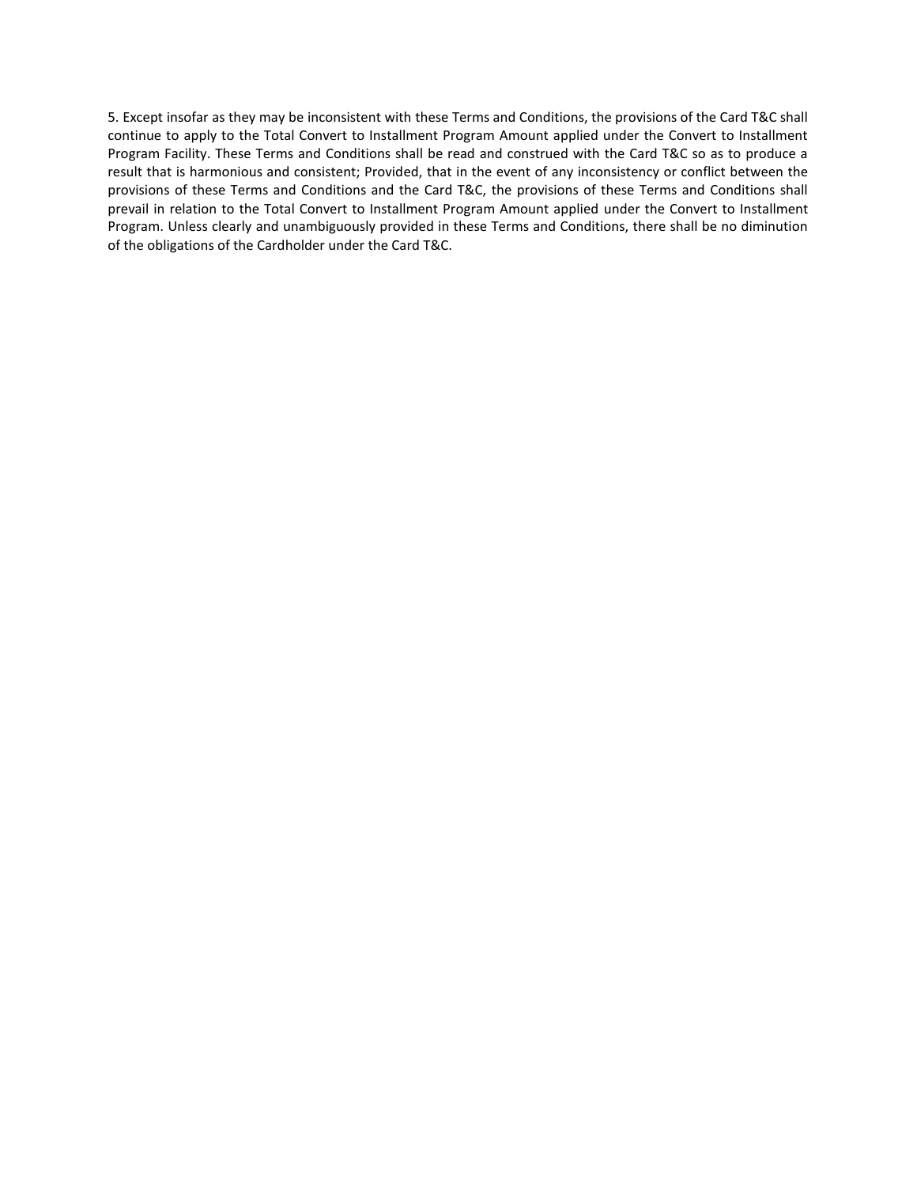5. Except insofar as they may be inconsistent with these Terms and Conditions, the provisions of the Card T&C shall continue to apply to the Total Convert to Installment Program Amount applied under the Convert to Installment Program Facility. These Terms and Conditions shall be read and construed with the Card T&C so as to produce a result that is harmonious and consistent; Provided, that in the event of any inconsistency or conflict between the provisions of these Terms and Conditions and the Card T&C, the provisions of these Terms and Conditions shall prevail in relation to the Total Convert to Installment Program Amount applied under the Convert to Installment Program. Unless clearly and unambiguously provided in these Terms and Conditions, there shall be no diminution of the obligations of the Cardholder under the Card T&C.